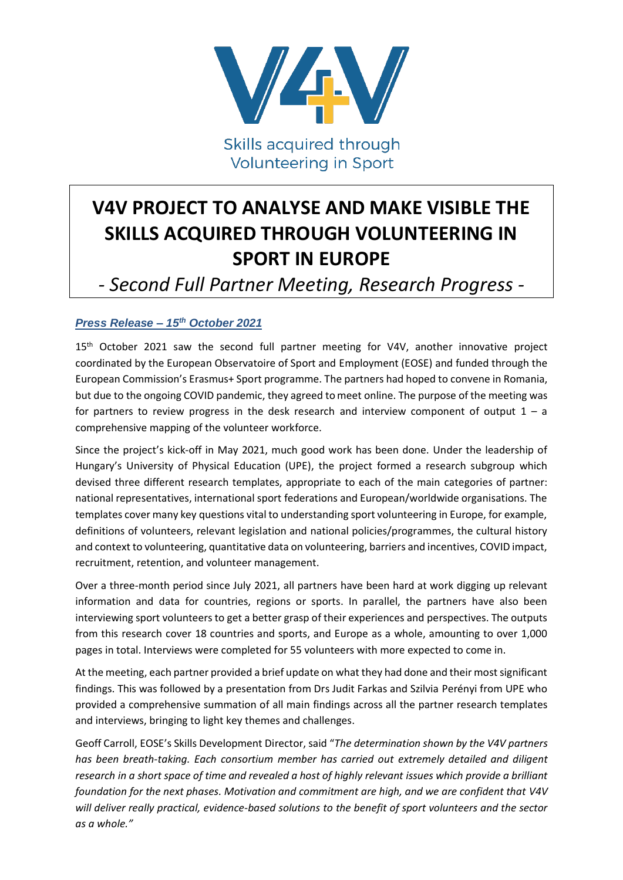Skills acquired through Volunteering in Sport

# V4V PROJECT TO ANALYSE AND MAKE VISIBLE THE SKILLS ACQUIRED THROUGH VOLUNTEERING IN SPORT IN EUROPE

## *- Second Full Partner Meeting, Research Progress -*

***Press Release – 15th October 2021***

15th October 2021 saw the second full partner meeting for V4V, another innovative project coordinated by the European Observatoire of Sport and Employment (EOSE) and funded through the European Commission's Erasmus+ Sport programme. The partners had hoped to convene in Romania, but due to the ongoing COVID pandemic, they agreed to meet online. The purpose of the meeting was for partners to review progress in the desk research and interview component of output 1 – a comprehensive mapping of the volunteer workforce.

Since the project's kick-off in May 2021, much good work has been done. Under the leadership of Hungary's University of Physical Education (UPE), the project formed a research subgroup which devised three different research templates, appropriate to each of the main categories of partner: national representatives, international sport federations and European/worldwide organisations. The templates cover many key questions vital to understanding sport volunteering in Europe, for example, definitions of volunteers, relevant legislation and national policies/programmes, the cultural history and context to volunteering, quantitative data on volunteering, barriers and incentives, COVID impact, recruitment, retention, and volunteer management.

Over a three-month period since July 2021, all partners have been hard at work digging up relevant information and data for countries, regions or sports. In parallel, the partners have also been interviewing sport volunteers to get a better grasp of their experiences and perspectives. The outputs from this research cover 18 countries and sports, and Europe as a whole, amounting to over 1,000 pages in total. Interviews were completed for 55 volunteers with more expected to come in.

At the meeting, each partner provided a brief update on what they had done and their most significant findings. This was followed by a presentation from Drs Judit Farkas and Szilvia Perényi from UPE who provided a comprehensive summation of all main findings across all the partner research templates and interviews, bringing to light key themes and challenges.

Geoff Carroll, EOSE's Skills Development Director, said "*The determination shown by the V4V partners has been breath-taking. Each consortium member has carried out extremely detailed and diligent research in a short space of time and revealed a host of highly relevant issues which provide a brilliant foundation for the next phases. Motivation and commitment are high, and we are confident that V4V will deliver really practical, evidence-based solutions to the benefit of sport volunteers and the sector as a whole.*"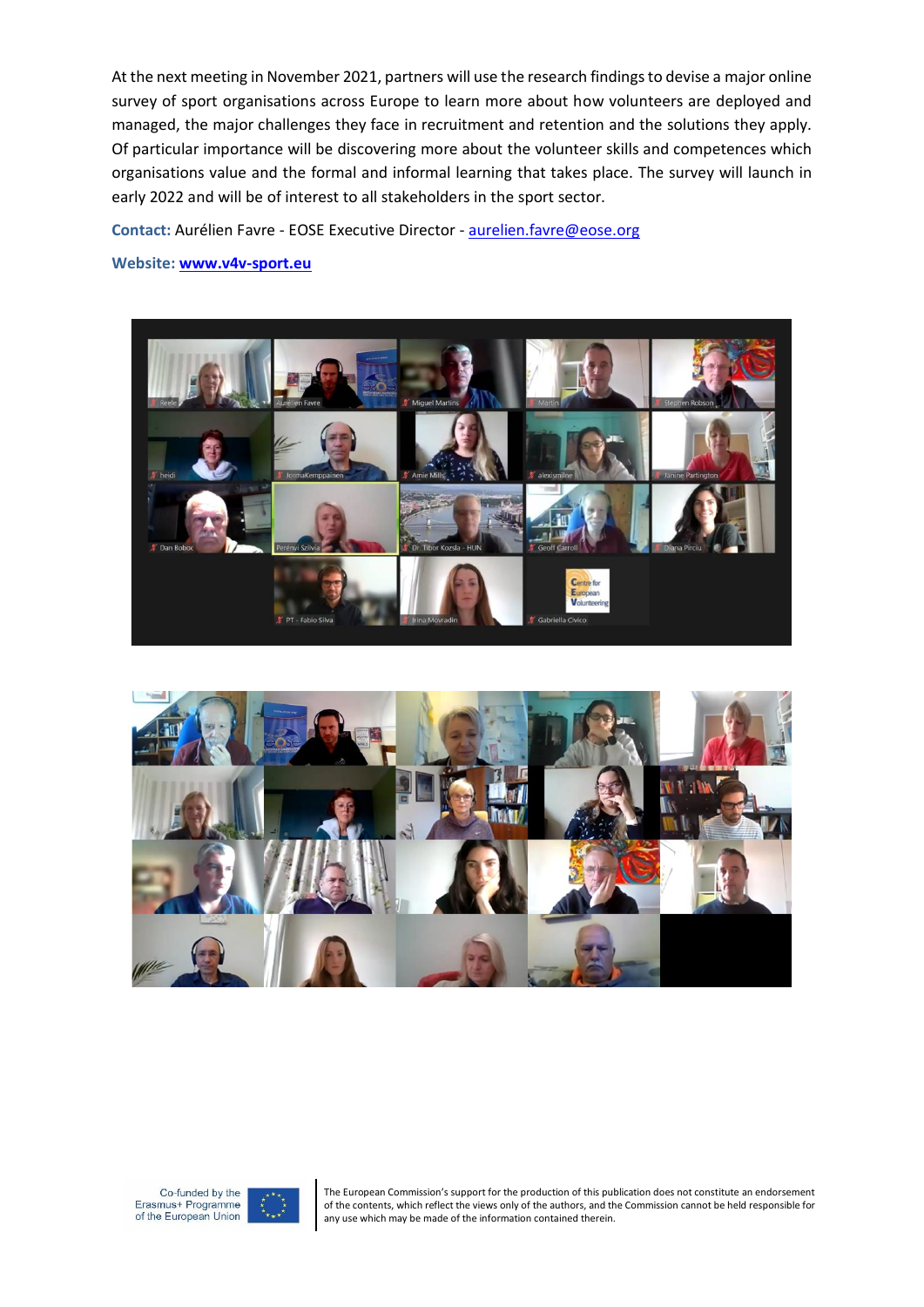At the next meeting in November 2021, partners will use the research findings to devise a major online survey of sport organisations across Europe to learn more about how volunteers are deployed and managed, the major challenges they face in recruitment and retention and the solutions they apply. Of particular importance will be discovering more about the volunteer skills and competences which organisations value and the formal and informal learning that takes place. The survey will launch in early 2022 and will be of interest to all stakeholders in the sport sector.

**Contact:** Aurélien Favre - EOSE Executive Director - aurelien.favre@eose.org

**Website:** **www.v4v-sport.eu**

Co-funded by the Erasmus+ Programme of the European Union

The European Commission's support for the production of this publication does not constitute an endorsement of the contents, which reflect the views only of the authors, and the Commission cannot be held responsible for any use which may be made of the information contained therein.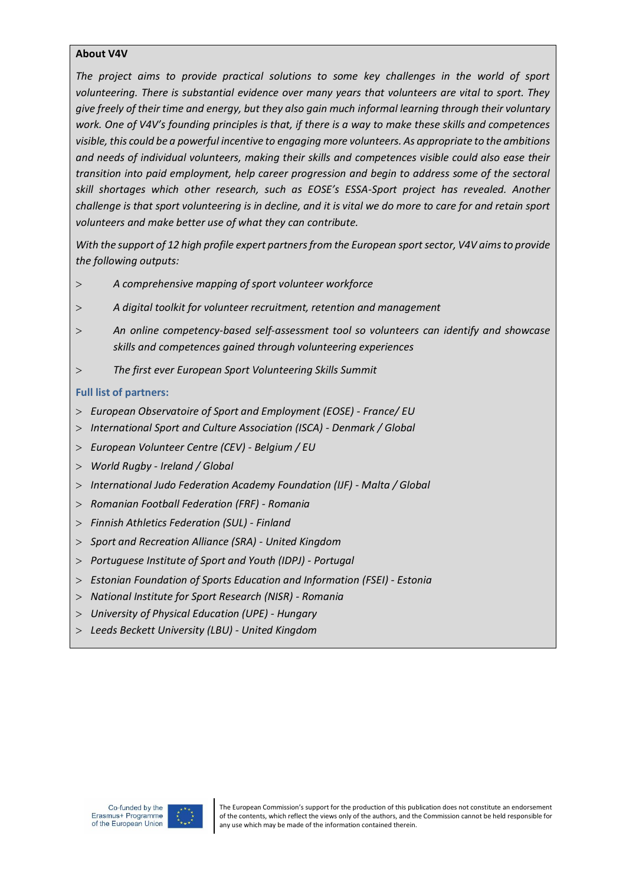**About V4V**

*The project aims to provide practical solutions to some key challenges in the world of sport volunteering. There is substantial evidence over many years that volunteers are vital to sport. They give freely of their time and energy, but they also gain much informal learning through their voluntary work. One of V4V's founding principles is that, if there is a way to make these skills and competences visible, this could be a powerful incentive to engaging more volunteers. As appropriate to the ambitions and needs of individual volunteers, making their skills and competences visible could also ease their transition into paid employment, help career progression and begin to address some of the sectoral skill shortages which other research, such as EOSE's ESSA-Sport project has revealed. Another challenge is that sport volunteering is in decline, and it is vital we do more to care for and retain sport volunteers and make better use of what they can contribute.*

*With the support of 12 high profile expert partners from the European sport sector, V4V aims to provide the following outputs:*

- *A comprehensive mapping of sport volunteer workforce*
- *A digital toolkit for volunteer recruitment, retention and management*
- *An online competency-based self-assessment tool so volunteers can identify and showcase skills and competences gained through volunteering experiences*
- *The first ever European Sport Volunteering Skills Summit*

**Full list of partners:**

- *European Observatoire of Sport and Employment (EOSE) - France/ EU*
- *International Sport and Culture Association (ISCA) - Denmark / Global*
- *European Volunteer Centre (CEV) - Belgium / EU*
- *World Rugby - Ireland / Global*
- *International Judo Federation Academy Foundation (IJF) - Malta / Global*
- *Romanian Football Federation (FRF) - Romania*
- *Finnish Athletics Federation (SUL) - Finland*
- *Sport and Recreation Alliance (SRA) - United Kingdom*
- *Portuguese Institute of Sport and Youth (IDPJ) - Portugal*
- *Estonian Foundation of Sports Education and Information (FSEI) - Estonia*
- *National Institute for Sport Research (NISR) - Romania*
- *University of Physical Education (UPE) - Hungary*
- *Leeds Beckett University (LBU) - United Kingdom*

Co-funded by the Erasmus+ Programme of the European Union

The European Commission's support for the production of this publication does not constitute an endorsement of the contents, which reflect the views only of the authors, and the Commission cannot be held responsible for any use which may be made of the information contained therein.